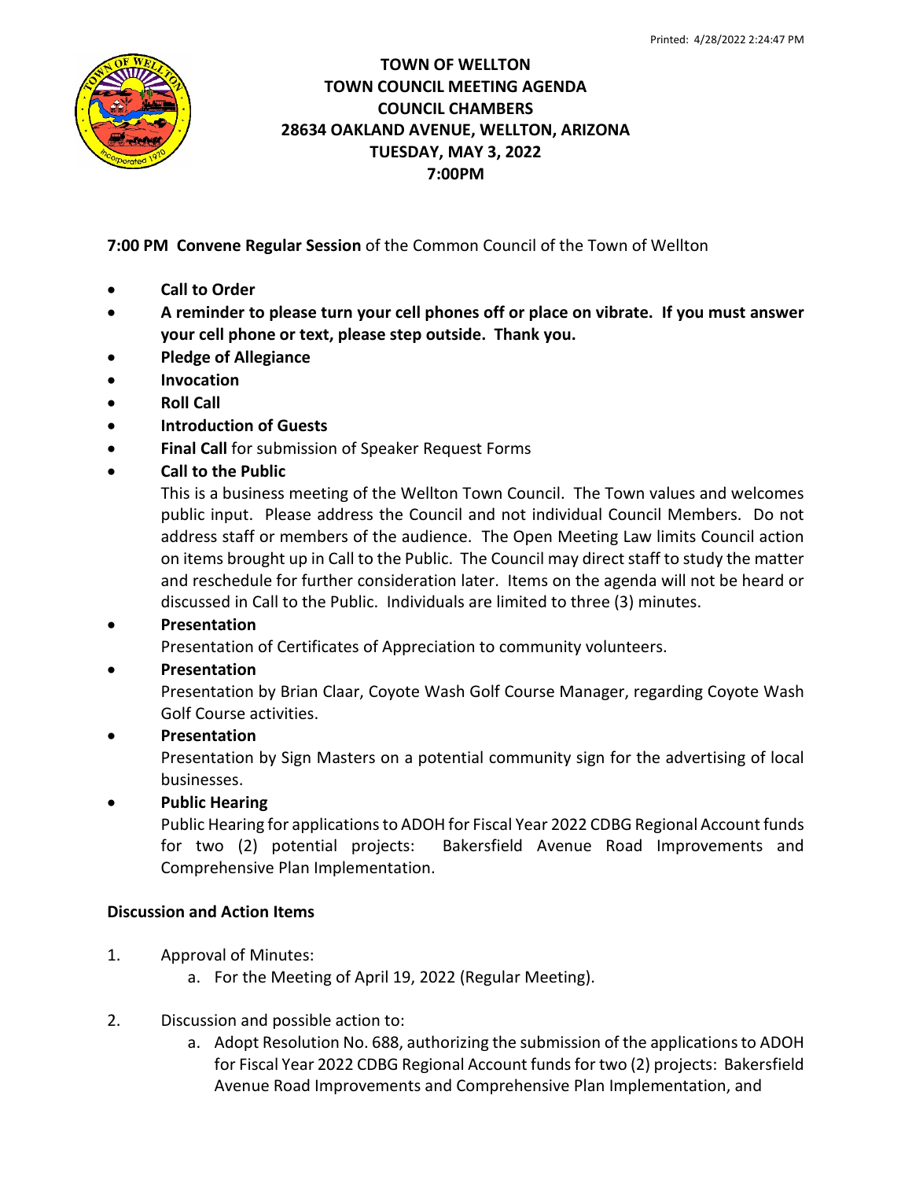Printed: 4/28/2022 2:24:47 PM

# TOWN OF WELLTON
## TOWN COUNCIL MEETING AGENDA
## COUNCIL CHAMBERS
## 28634 OAKLAND AVENUE, WELLTON, ARIZONA
## TUESDAY, MAY 3, 2022
## 7:00PM

**7:00 PM Convene Regular Session** of the Common Council of the Town of Wellton

- **Call to Order**
- **A reminder to please turn your cell phones off or place on vibrate. If you must answer your cell phone or text, please step outside. Thank you.**
- **Pledge of Allegiance**
- **Invocation**
- **Roll Call**
- **Introduction of Guests**
- **Final Call** for submission of Speaker Request Forms
- **Call to the Public**

  This is a business meeting of the Wellton Town Council. The Town values and welcomes public input. Please address the Council and not individual Council Members. Do not address staff or members of the audience. The Open Meeting Law limits Council action on items brought up in Call to the Public. The Council may direct staff to study the matter and reschedule for further consideration later. Items on the agenda will not be heard or discussed in Call to the Public. Individuals are limited to three (3) minutes.
- **Presentation**

  Presentation of Certificates of Appreciation to community volunteers.
- **Presentation**

  Presentation by Brian Claar, Coyote Wash Golf Course Manager, regarding Coyote Wash Golf Course activities.
- **Presentation**

  Presentation by Sign Masters on a potential community sign for the advertising of local businesses.
- **Public Hearing**

  Public Hearing for applications to ADOH for Fiscal Year 2022 CDBG Regional Account funds for two (2) potential projects: Bakersfield Avenue Road Improvements and Comprehensive Plan Implementation.

**Discussion and Action Items**

1. Approval of Minutes:
   a. For the Meeting of April 19, 2022 (Regular Meeting).

2. Discussion and possible action to:
   a. Adopt Resolution No. 688, authorizing the submission of the applications to ADOH for Fiscal Year 2022 CDBG Regional Account funds for two (2) projects: Bakersfield Avenue Road Improvements and Comprehensive Plan Implementation, and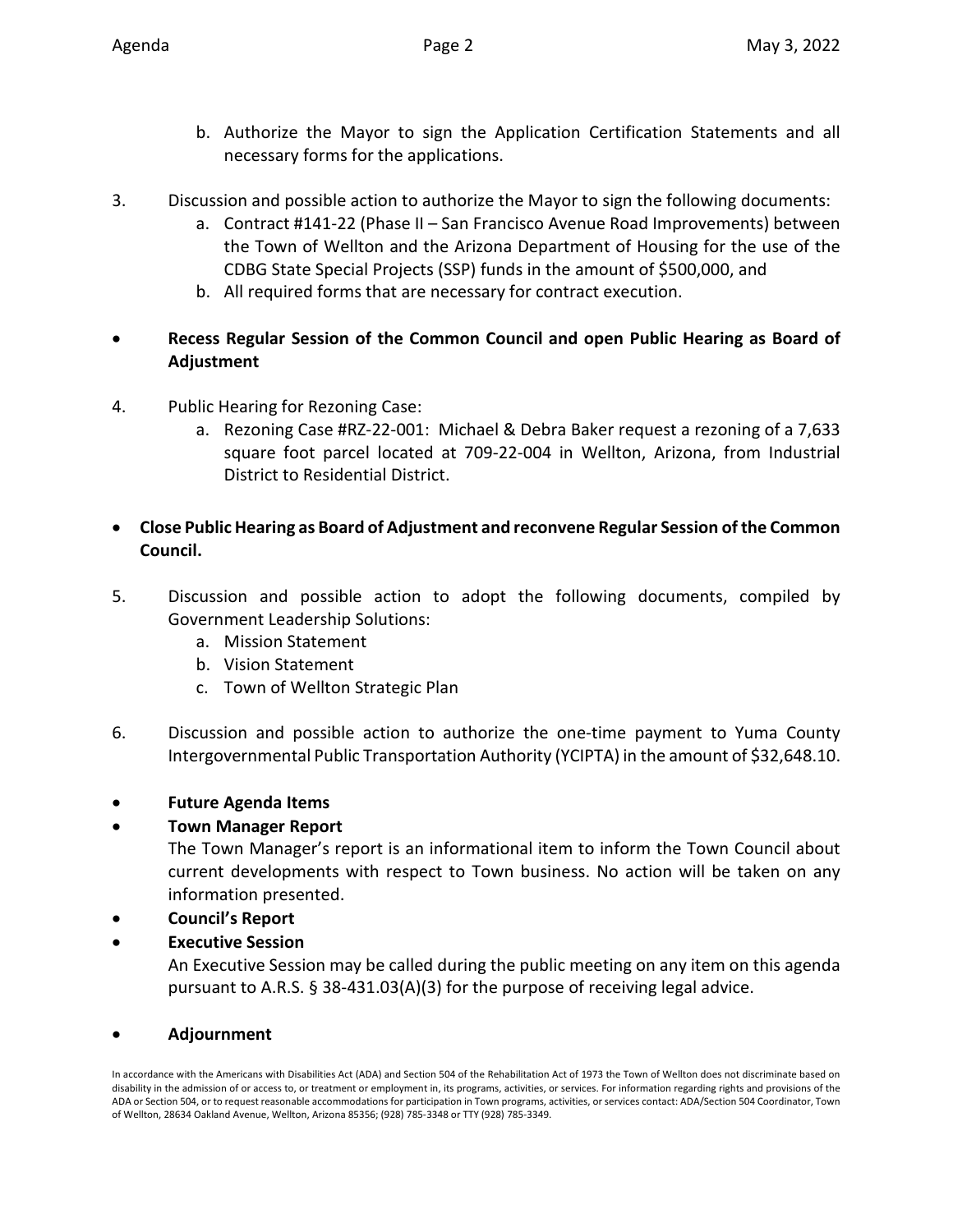b. Authorize the Mayor to sign the Application Certification Statements and all necessary forms for the applications.

3. Discussion and possible action to authorize the Mayor to sign the following documents:
   a. Contract #141-22 (Phase II – San Francisco Avenue Road Improvements) between the Town of Wellton and the Arizona Department of Housing for the use of the CDBG State Special Projects (SSP) funds in the amount of $500,000, and
   b. All required forms that are necessary for contract execution.

- **Recess Regular Session of the Common Council and open Public Hearing as Board of Adjustment**

4. Public Hearing for Rezoning Case:
   a. Rezoning Case #RZ-22-001: Michael & Debra Baker request a rezoning of a 7,633 square foot parcel located at 709-22-004 in Wellton, Arizona, from Industrial District to Residential District.

- **Close Public Hearing as Board of Adjustment and reconvene Regular Session of the Common Council.**

5. Discussion and possible action to adopt the following documents, compiled by Government Leadership Solutions:
   a. Mission Statement
   b. Vision Statement
   c. Town of Wellton Strategic Plan

6. Discussion and possible action to authorize the one-time payment to Yuma County Intergovernmental Public Transportation Authority (YCIPTA) in the amount of $32,648.10.

- **Future Agenda Items**
- **Town Manager Report**
  The Town Manager's report is an informational item to inform the Town Council about current developments with respect to Town business. No action will be taken on any information presented.
- **Council's Report**
- **Executive Session**
  An Executive Session may be called during the public meeting on any item on this agenda pursuant to A.R.S. § 38-431.03(A)(3) for the purpose of receiving legal advice.

- **Adjournment**

In accordance with the Americans with Disabilities Act (ADA) and Section 504 of the Rehabilitation Act of 1973 the Town of Wellton does not discriminate based on disability in the admission of or access to, or treatment or employment in, its programs, activities, or services. For information regarding rights and provisions of the ADA or Section 504, or to request reasonable accommodations for participation in Town programs, activities, or services contact: ADA/Section 504 Coordinator, Town of Wellton, 28634 Oakland Avenue, Wellton, Arizona 85356; (928) 785-3348 or TTY (928) 785-3349.